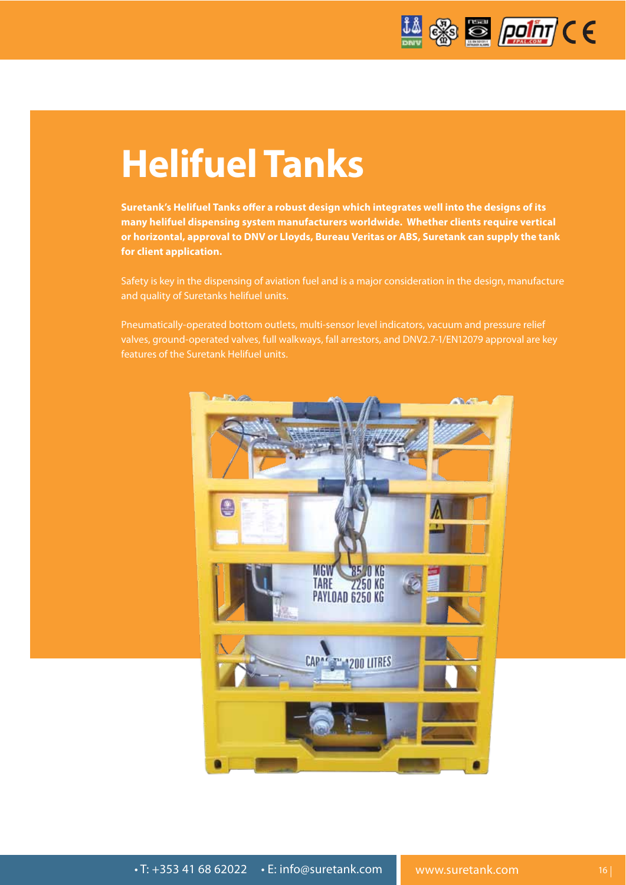# Helifuel Tanks

**Suretank's Helifuel Tanks offer a robust design which integrates well into the designs of its many helifuel dispensing system manufacturers worldwide. Whether clients require vertical or horizontal, approval to DNV or Lloyds, Bureau Veritas or ABS, Suretank can supply the tank for client application.**

Safety is key in the dispensing of aviation fuel and is a major consideration in the design, manufacture and quality of Suretanks helifuel units.

Pneumatically-operated bottom outlets, multi-sensor level indicators, vacuum and pressure relief valves, ground-operated valves, full walkways, fall arrestors, and DNV2.7-1/EN12079 approval are key features of the Suretank Helifuel units.

• T: +353 41 68 62022 • E: info@suretank.com

www.suretank.com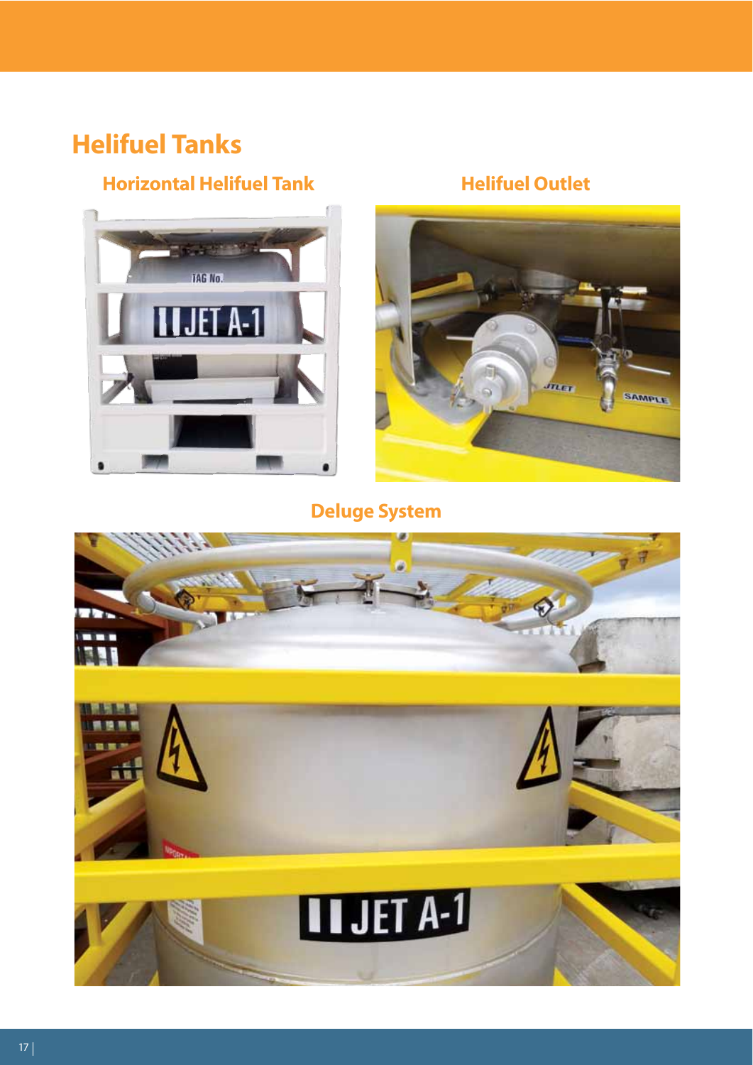# Helifuel Tanks

### Horizontal Helifuel Tank

### Helifuel Outlet

### Deluge System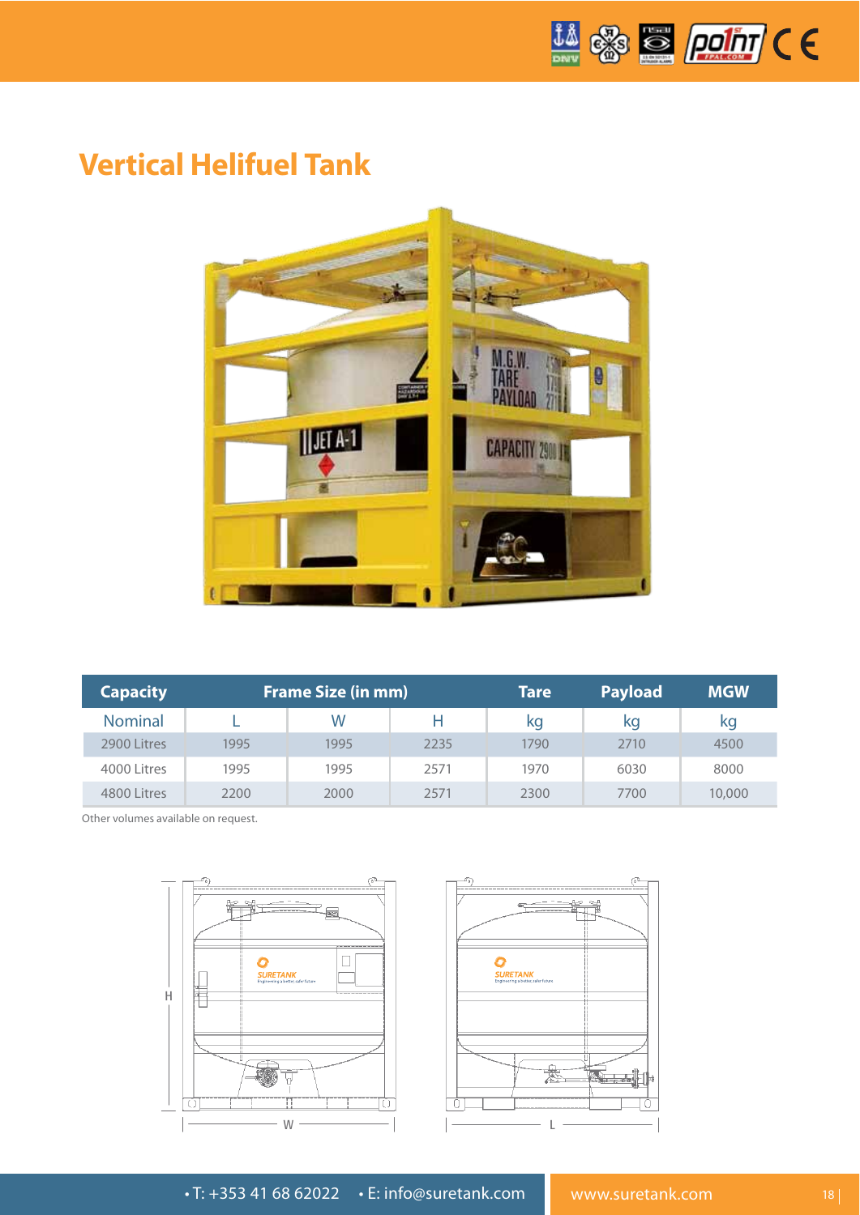# Vertical Helifuel Tank

| Capacity | Frame Size (in mm) | | | Tare | Payload | MGW |
|---|---|---|---|---|---|---|
| Nominal | L | W | H | kg | kg | kg |
| 2900 Litres | 1995 | 1995 | 2235 | 1790 | 2710 | 4500 |
| 4000 Litres | 1995 | 1995 | 2571 | 1970 | 6030 | 8000 |
| 4800 Litres | 2200 | 2000 | 2571 | 2300 | 7700 | 10,000 |

Other volumes available on request.

• T: +353 41 68 62022 • E: info@suretank.com

www.suretank.com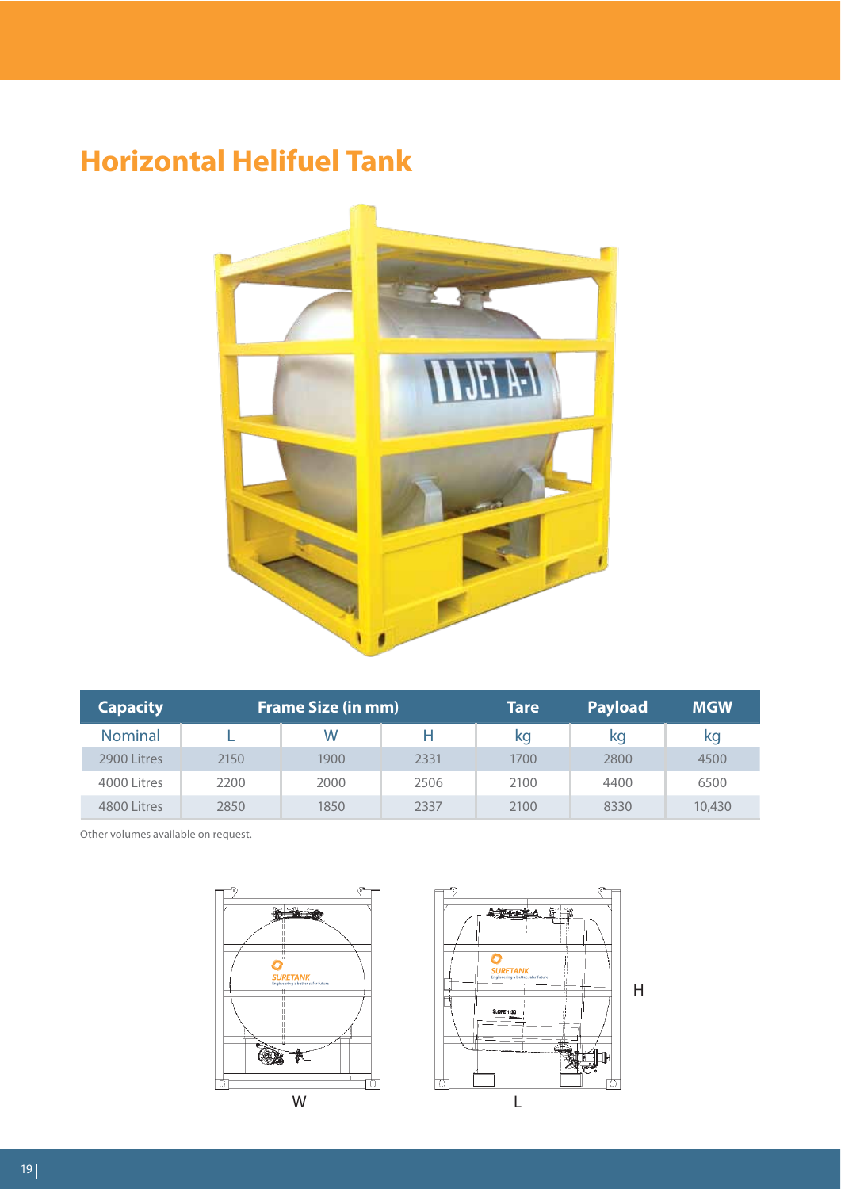# Horizontal Helifuel Tank

| Capacity | Frame Size (in mm) | | | Tare | Payload | MGW |
|---|---|---|---|---|---|---|
| Nominal | L | W | H | kg | kg | kg |
| 2900 Litres | 2150 | 1900 | 2331 | 1700 | 2800 | 4500 |
| 4000 Litres | 2200 | 2000 | 2506 | 2100 | 4400 | 6500 |
| 4800 Litres | 2850 | 1850 | 2337 | 2100 | 8330 | 10,430 |

Other volumes available on request.

W

L

H